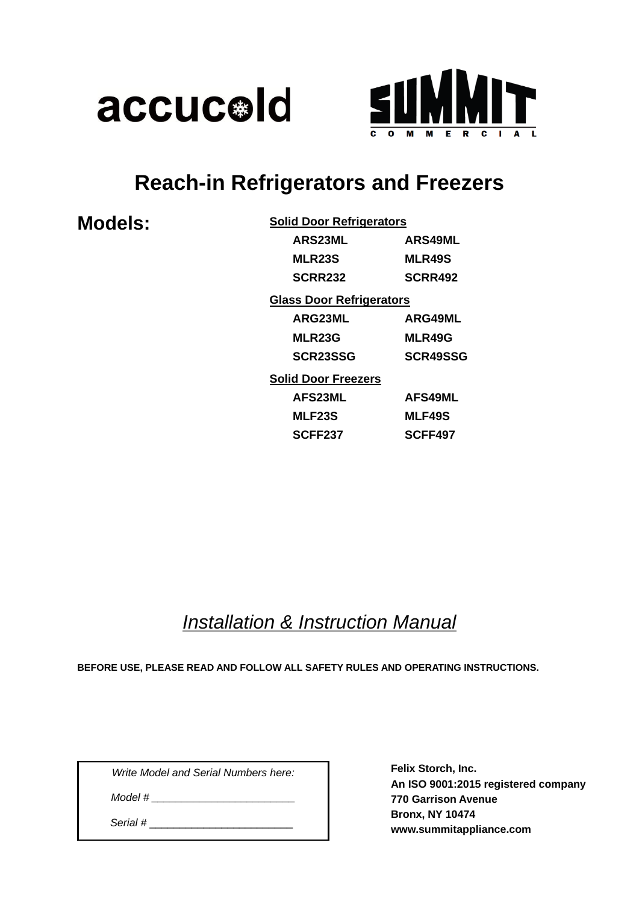accucold

SUMMIT COMMERCIAL

# Reach-in Refrigerators and Freezers

**Models:**

**Solid Door Refrigerators**

| | |
|---|---|
| **ARS23ML** | **ARS49ML** |
| **MLR23S** | **MLR49S** |
| **SCRR232** | **SCRR492** |

**Glass Door Refrigerators**

| | |
|---|---|
| **ARG23ML** | **ARG49ML** |
| **MLR23G** | **MLR49G** |
| **SCR23SSG** | **SCR49SSG** |

**Solid Door Freezers**

| | |
|---|---|
| **AFS23ML** | **AFS49ML** |
| **MLF23S** | **MLF49S** |
| **SCFF237** | **SCFF497** |

## *Installation & Instruction Manual*

**BEFORE USE, PLEASE READ AND FOLLOW ALL SAFETY RULES AND OPERATING INSTRUCTIONS.**

*Write Model and Serial Numbers here:*

*Model #* ________________________

*Serial #* ________________________

**Felix Storch, Inc.**
**An ISO 9001:2015 registered company**
**770 Garrison Avenue**
**Bronx, NY 10474**
**www.summitappliance.com**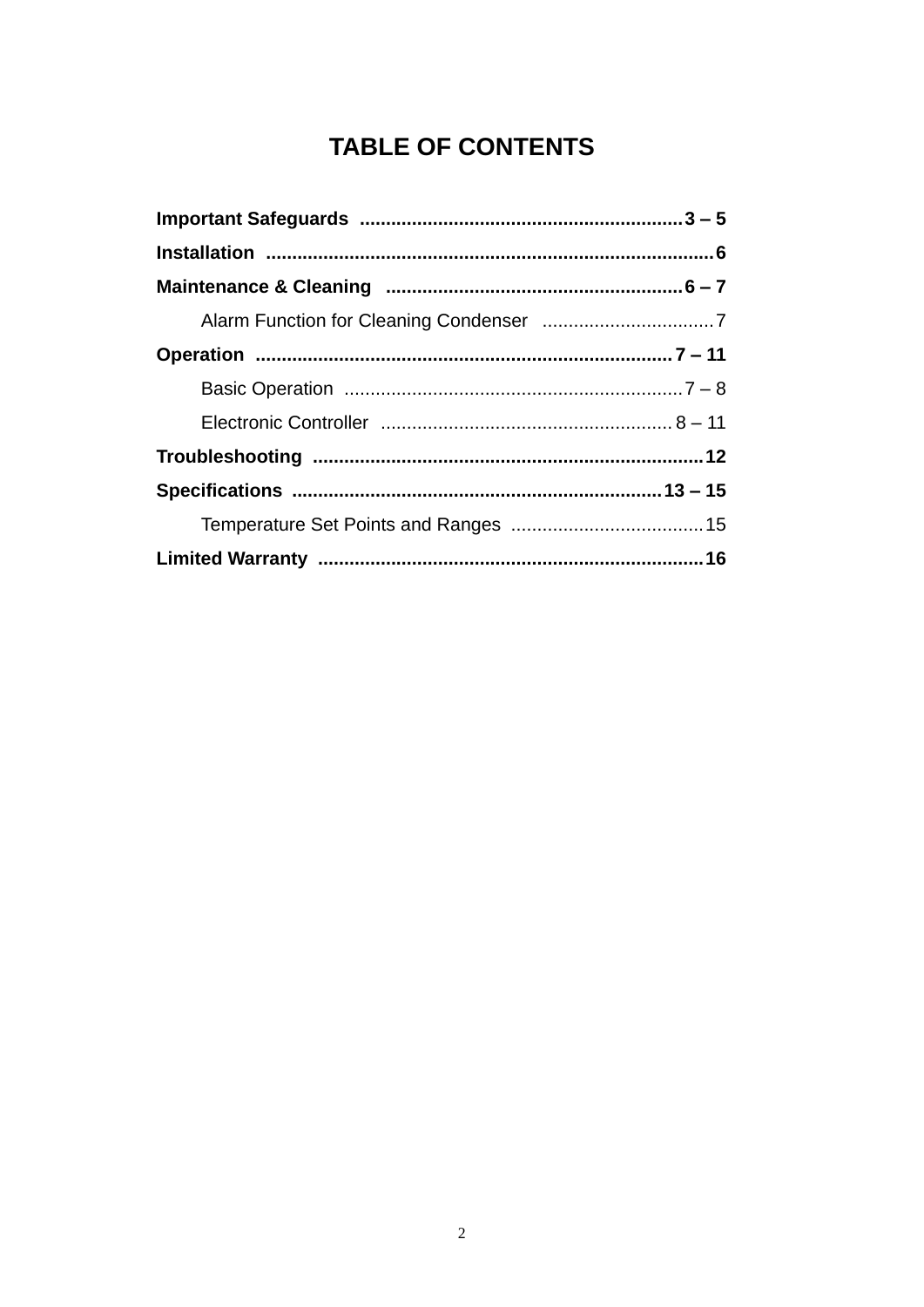# TABLE OF CONTENTS

**Important Safeguards** ............................................................. **3 – 5**

**Installation** ..................................................................................... **6**

**Maintenance & Cleaning** ......................................................... **6 – 7**

Alarm Function for Cleaning Condenser ................................. 7

**Operation** .............................................................................. **7 – 11**

Basic Operation ................................................................. 7 – 8

Electronic Controller ....................................................... 8 – 11

**Troubleshooting** .......................................................................... **12**

**Specifications** ..................................................................... **13 – 15**

Temperature Set Points and Ranges ..................................... 15

**Limited Warranty** ......................................................................... **16**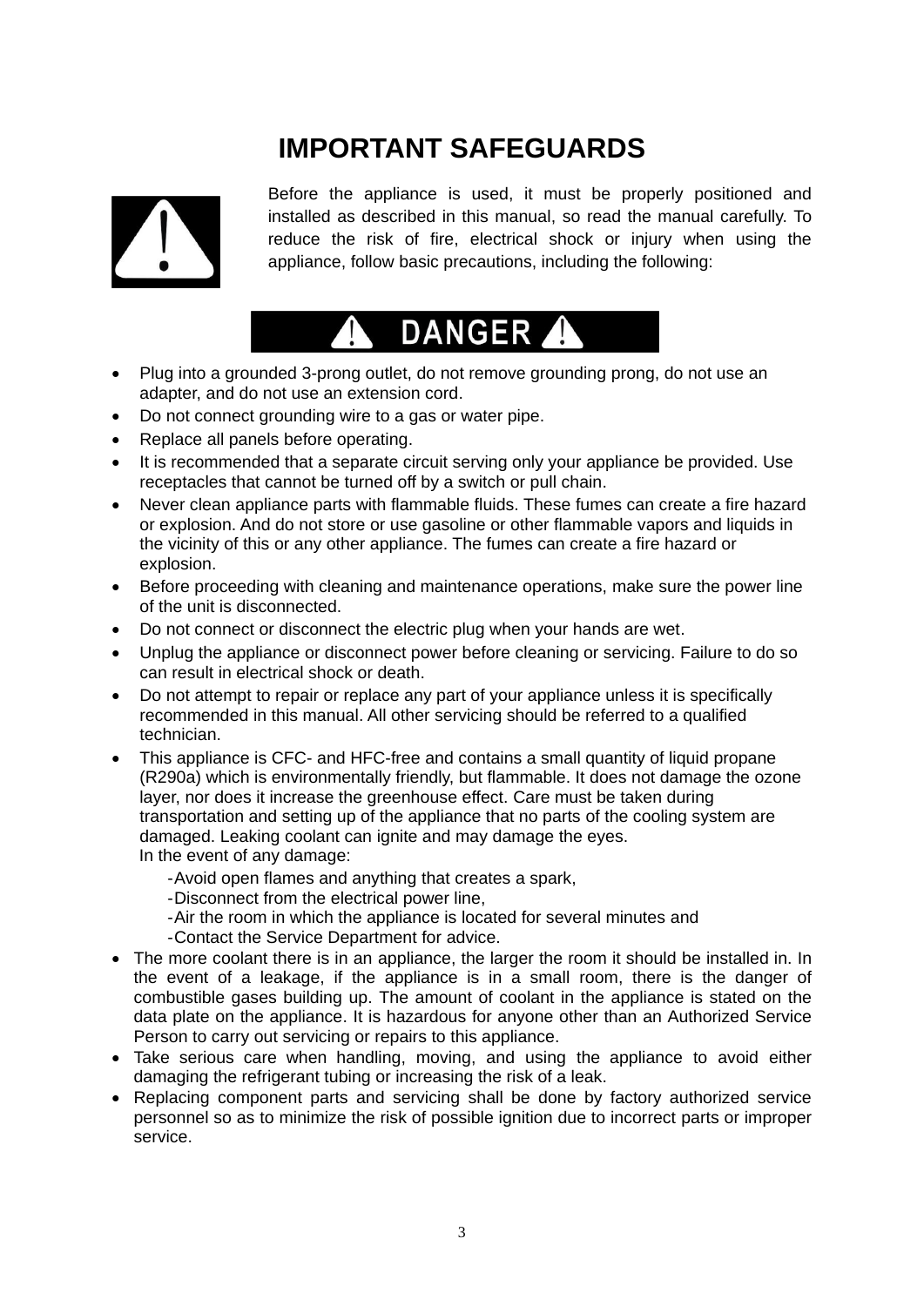# IMPORTANT SAFEGUARDS

Before the appliance is used, it must be properly positioned and installed as described in this manual, so read the manual carefully. To reduce the risk of fire, electrical shock or injury when using the appliance, follow basic precautions, including the following:

## DANGER

- Plug into a grounded 3-prong outlet, do not remove grounding prong, do not use an adapter, and do not use an extension cord.
- Do not connect grounding wire to a gas or water pipe.
- Replace all panels before operating.
- It is recommended that a separate circuit serving only your appliance be provided. Use receptacles that cannot be turned off by a switch or pull chain.
- Never clean appliance parts with flammable fluids. These fumes can create a fire hazard or explosion. And do not store or use gasoline or other flammable vapors and liquids in the vicinity of this or any other appliance. The fumes can create a fire hazard or explosion.
- Before proceeding with cleaning and maintenance operations, make sure the power line of the unit is disconnected.
- Do not connect or disconnect the electric plug when your hands are wet.
- Unplug the appliance or disconnect power before cleaning or servicing. Failure to do so can result in electrical shock or death.
- Do not attempt to repair or replace any part of your appliance unless it is specifically recommended in this manual. All other servicing should be referred to a qualified technician.
- This appliance is CFC- and HFC-free and contains a small quantity of liquid propane (R290a) which is environmentally friendly, but flammable. It does not damage the ozone layer, nor does it increase the greenhouse effect. Care must be taken during transportation and setting up of the appliance that no parts of the cooling system are damaged. Leaking coolant can ignite and may damage the eyes.
  In the event of any damage:
  - Avoid open flames and anything that creates a spark,
  - Disconnect from the electrical power line,
  - Air the room in which the appliance is located for several minutes and
  - Contact the Service Department for advice.
- The more coolant there is in an appliance, the larger the room it should be installed in. In the event of a leakage, if the appliance is in a small room, there is the danger of combustible gases building up. The amount of coolant in the appliance is stated on the data plate on the appliance. It is hazardous for anyone other than an Authorized Service Person to carry out servicing or repairs to this appliance.
- Take serious care when handling, moving, and using the appliance to avoid either damaging the refrigerant tubing or increasing the risk of a leak.
- Replacing component parts and servicing shall be done by factory authorized service personnel so as to minimize the risk of possible ignition due to incorrect parts or improper service.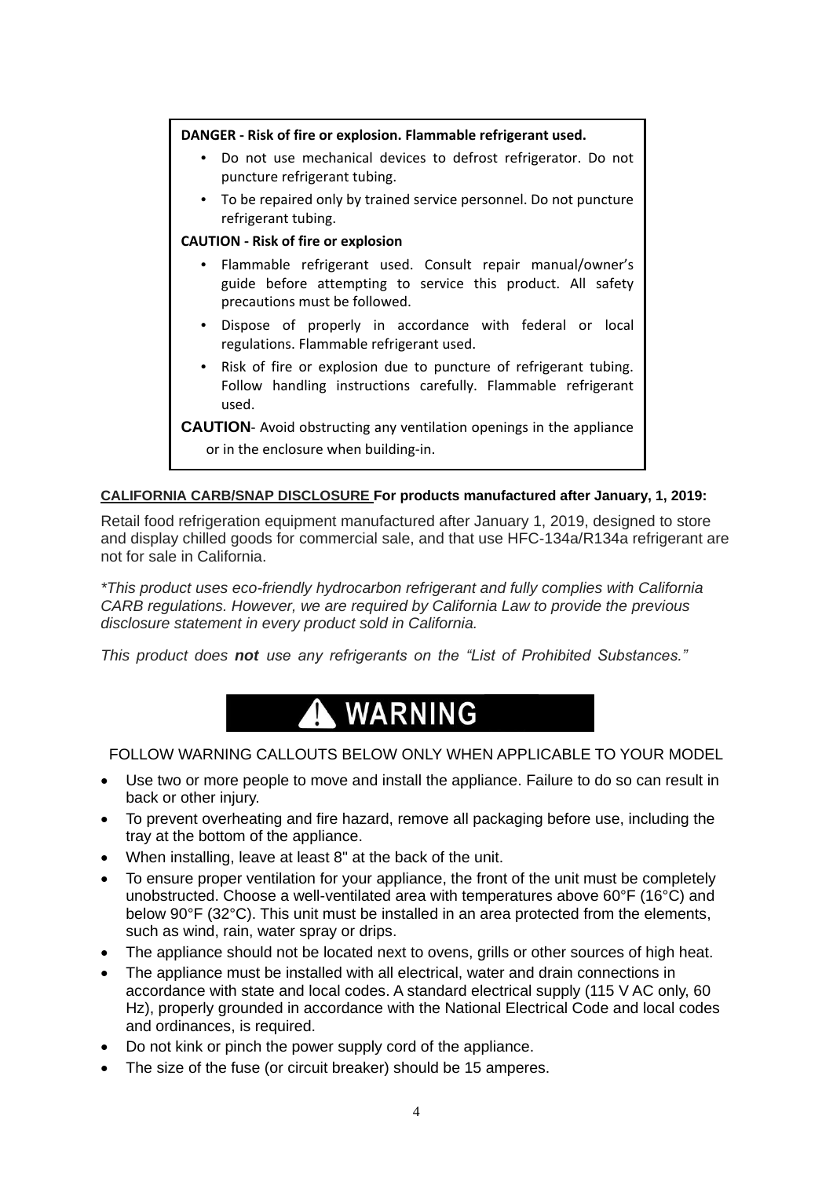**DANGER - Risk of fire or explosion. Flammable refrigerant used.**

- Do not use mechanical devices to defrost refrigerator. Do not puncture refrigerant tubing.
- To be repaired only by trained service personnel. Do not puncture refrigerant tubing.

**CAUTION - Risk of fire or explosion**

- Flammable refrigerant used. Consult repair manual/owner's guide before attempting to service this product. All safety precautions must be followed.
- Dispose of properly in accordance with federal or local regulations. Flammable refrigerant used.
- Risk of fire or explosion due to puncture of refrigerant tubing. Follow handling instructions carefully. Flammable refrigerant used.

**CAUTION**- Avoid obstructing any ventilation openings in the appliance or in the enclosure when building-in.

**CALIFORNIA CARB/SNAP DISCLOSURE For products manufactured after January, 1, 2019:**

Retail food refrigeration equipment manufactured after January 1, 2019, designed to store and display chilled goods for commercial sale, and that use HFC-134a/R134a refrigerant are not for sale in California.

*\*This product uses eco-friendly hydrocarbon refrigerant and fully complies with California CARB regulations. However, we are required by California Law to provide the previous disclosure statement in every product sold in California.*

*This product does **not** use any refrigerants on the "List of Prohibited Substances."*

## ⚠ WARNING

FOLLOW WARNING CALLOUTS BELOW ONLY WHEN APPLICABLE TO YOUR MODEL

- Use two or more people to move and install the appliance. Failure to do so can result in back or other injury.
- To prevent overheating and fire hazard, remove all packaging before use, including the tray at the bottom of the appliance.
- When installing, leave at least 8" at the back of the unit.
- To ensure proper ventilation for your appliance, the front of the unit must be completely unobstructed. Choose a well-ventilated area with temperatures above 60°F (16°C) and below 90°F (32°C). This unit must be installed in an area protected from the elements, such as wind, rain, water spray or drips.
- The appliance should not be located next to ovens, grills or other sources of high heat.
- The appliance must be installed with all electrical, water and drain connections in accordance with state and local codes. A standard electrical supply (115 V AC only, 60 Hz), properly grounded in accordance with the National Electrical Code and local codes and ordinances, is required.
- Do not kink or pinch the power supply cord of the appliance.
- The size of the fuse (or circuit breaker) should be 15 amperes.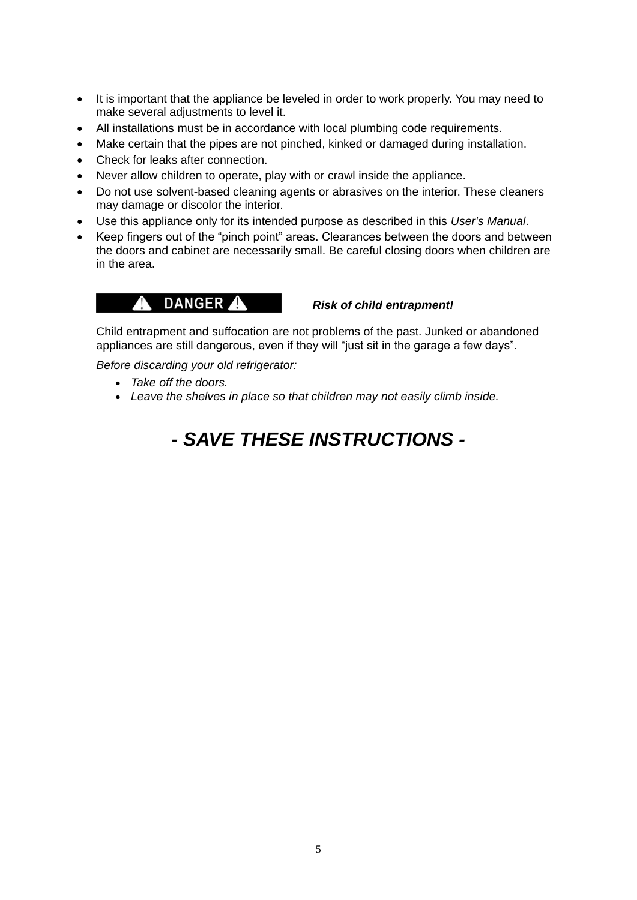- It is important that the appliance be leveled in order to work properly. You may need to make several adjustments to level it.
- All installations must be in accordance with local plumbing code requirements.
- Make certain that the pipes are not pinched, kinked or damaged during installation.
- Check for leaks after connection.
- Never allow children to operate, play with or crawl inside the appliance.
- Do not use solvent-based cleaning agents or abrasives on the interior. These cleaners may damage or discolor the interior.
- Use this appliance only for its intended purpose as described in this *User's Manual*.
- Keep fingers out of the "pinch point" areas. Clearances between the doors and between the doors and cabinet are necessarily small. Be careful closing doors when children are in the area.

**⚠ DANGER ⚠** ***Risk of child entrapment!***

Child entrapment and suffocation are not problems of the past. Junked or abandoned appliances are still dangerous, even if they will "just sit in the garage a few days".

*Before discarding your old refrigerator:*

- *Take off the doors.*
- *Leave the shelves in place so that children may not easily climb inside.*

## *- SAVE THESE INSTRUCTIONS -*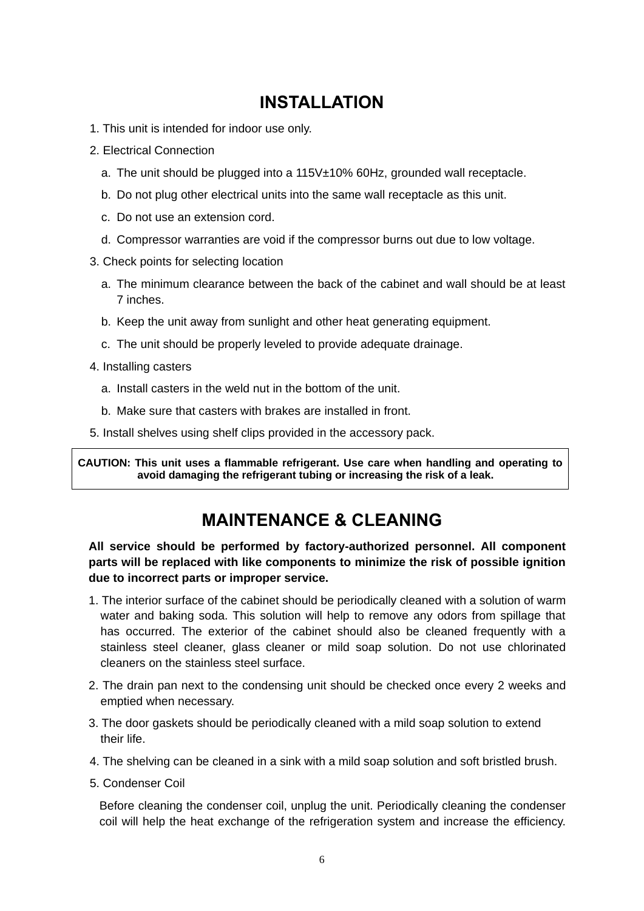# INSTALLATION

1. This unit is intended for indoor use only.
2. Electrical Connection
   a. The unit should be plugged into a 115V±10% 60Hz, grounded wall receptacle.
   b. Do not plug other electrical units into the same wall receptacle as this unit.
   c. Do not use an extension cord.
   d. Compressor warranties are void if the compressor burns out due to low voltage.
3. Check points for selecting location
   a. The minimum clearance between the back of the cabinet and wall should be at least 7 inches.
   b. Keep the unit away from sunlight and other heat generating equipment.
   c. The unit should be properly leveled to provide adequate drainage.
4. Installing casters
   a. Install casters in the weld nut in the bottom of the unit.
   b. Make sure that casters with brakes are installed in front.
5. Install shelves using shelf clips provided in the accessory pack.

**CAUTION: This unit uses a flammable refrigerant. Use care when handling and operating to avoid damaging the refrigerant tubing or increasing the risk of a leak.**

# MAINTENANCE & CLEANING

**All service should be performed by factory-authorized personnel. All component parts will be replaced with like components to minimize the risk of possible ignition due to incorrect parts or improper service.**

1. The interior surface of the cabinet should be periodically cleaned with a solution of warm water and baking soda. This solution will help to remove any odors from spillage that has occurred. The exterior of the cabinet should also be cleaned frequently with a stainless steel cleaner, glass cleaner or mild soap solution. Do not use chlorinated cleaners on the stainless steel surface.
2. The drain pan next to the condensing unit should be checked once every 2 weeks and emptied when necessary.
3. The door gaskets should be periodically cleaned with a mild soap solution to extend their life.
4. The shelving can be cleaned in a sink with a mild soap solution and soft bristled brush.
5. Condenser Coil

   Before cleaning the condenser coil, unplug the unit. Periodically cleaning the condenser coil will help the heat exchange of the refrigeration system and increase the efficiency.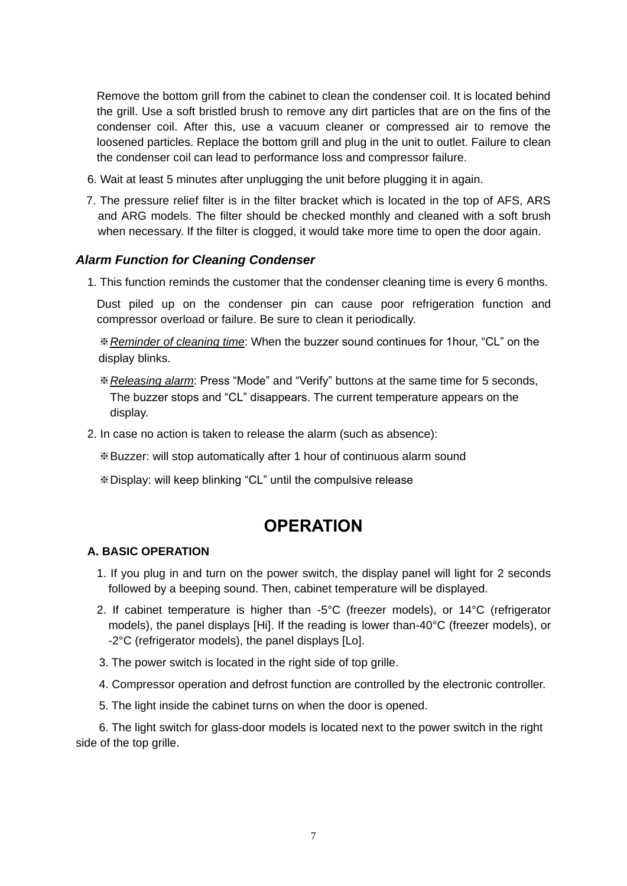Remove the bottom grill from the cabinet to clean the condenser coil. It is located behind the grill. Use a soft bristled brush to remove any dirt particles that are on the fins of the condenser coil. After this, use a vacuum cleaner or compressed air to remove the loosened particles. Replace the bottom grill and plug in the unit to outlet. Failure to clean the condenser coil can lead to performance loss and compressor failure.

6. Wait at least 5 minutes after unplugging the unit before plugging it in again.
7. The pressure relief filter is in the filter bracket which is located in the top of AFS, ARS and ARG models. The filter should be checked monthly and cleaned with a soft brush when necessary. If the filter is clogged, it would take more time to open the door again.

### *Alarm Function for Cleaning Condenser*

1. This function reminds the customer that the condenser cleaning time is every 6 months.

   Dust piled up on the condenser pin can cause poor refrigeration function and compressor overload or failure. Be sure to clean it periodically.

   ※*Reminder of cleaning time*: When the buzzer sound continues for 1hour, “CL” on the display blinks.

   ※*Releasing alarm*: Press “Mode” and “Verify” buttons at the same time for 5 seconds, The buzzer stops and “CL” disappears. The current temperature appears on the display.

2. In case no action is taken to release the alarm (such as absence):

   ※Buzzer: will stop automatically after 1 hour of continuous alarm sound

   ※Display: will keep blinking “CL” until the compulsive release

## OPERATION

### A. BASIC OPERATION

1. If you plug in and turn on the power switch, the display panel will light for 2 seconds followed by a beeping sound. Then, cabinet temperature will be displayed.
2. If cabinet temperature is higher than -5°C (freezer models), or 14°C (refrigerator models), the panel displays [Hi]. If the reading is lower than-40°C (freezer models), or -2°C (refrigerator models), the panel displays [Lo].
3. The power switch is located in the right side of top grille.
4. Compressor operation and defrost function are controlled by the electronic controller.
5. The light inside the cabinet turns on when the door is opened.
6. The light switch for glass-door models is located next to the power switch in the right side of the top grille.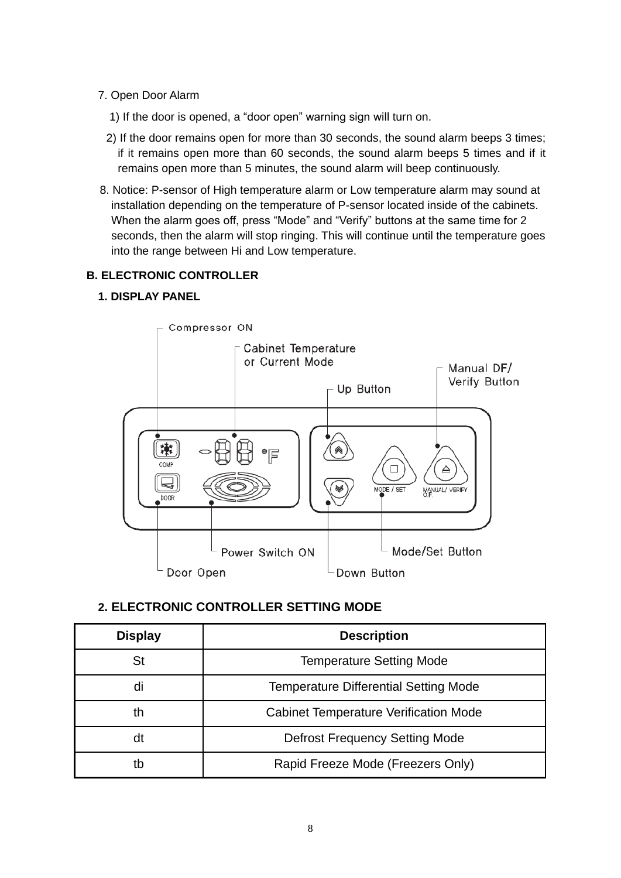7. Open Door Alarm

   1) If the door is opened, a "door open" warning sign will turn on.

   2) If the door remains open for more than 30 seconds, the sound alarm beeps 3 times; if it remains open more than 60 seconds, the sound alarm beeps 5 times and if it remains open more than 5 minutes, the sound alarm will beep continuously.

8. Notice: P-sensor of High temperature alarm or Low temperature alarm may sound at installation depending on the temperature of P-sensor located inside of the cabinets. When the alarm goes off, press "Mode" and "Verify" buttons at the same time for 2 seconds, then the alarm will stop ringing. This will continue until the temperature goes into the range between Hi and Low temperature.

## B. ELECTRONIC CONTROLLER

### 1. DISPLAY PANEL

Compressor ON

Cabinet Temperature or Current Mode

Up Button

Manual DF/ Verify Button

COMP

DOOR

MODE / SET

MANUAL/ VERIFY D.F.

Power Switch ON

Mode/Set Button

Door Open

Down Button

### 2. ELECTRONIC CONTROLLER SETTING MODE

| Display | Description |
|---|---|
| St | Temperature Setting Mode |
| di | Temperature Differential Setting Mode |
| th | Cabinet Temperature Verification Mode |
| dt | Defrost Frequency Setting Mode |
| tb | Rapid Freeze Mode (Freezers Only) |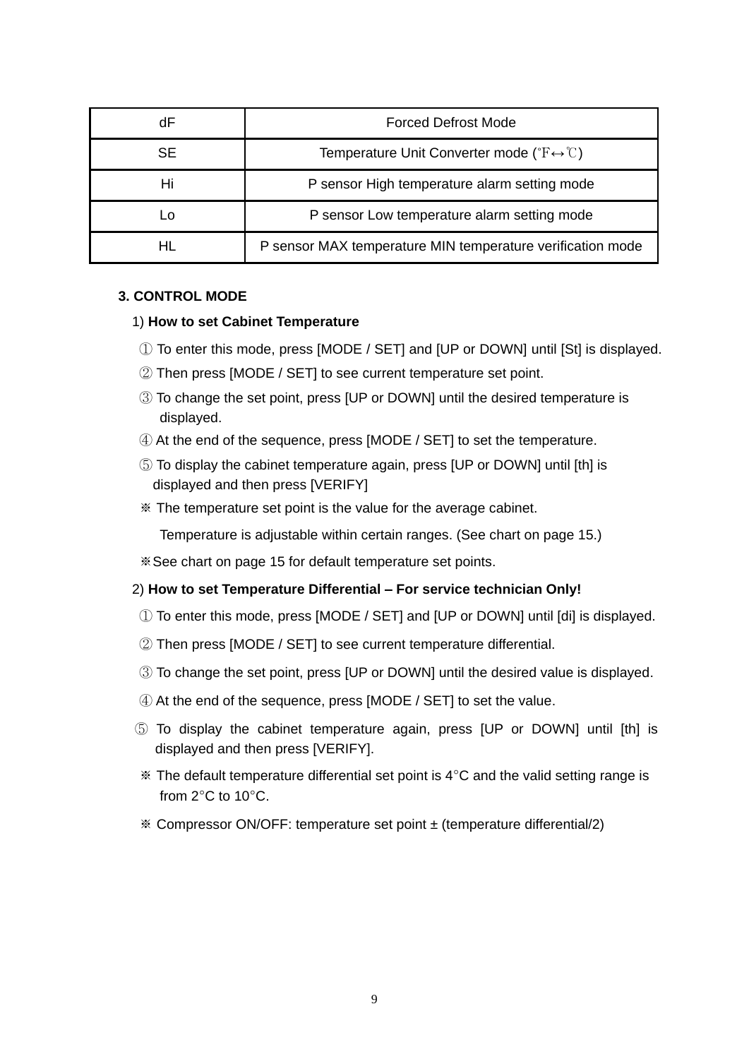| dF | Forced Defrost Mode |
|---|---|
| SE | Temperature Unit Converter mode (℉↔℃) |
| Hi | P sensor High temperature alarm setting mode |
| Lo | P sensor Low temperature alarm setting mode |
| HL | P sensor MAX temperature MIN temperature verification mode |

**3. CONTROL MODE**

1) **How to set Cabinet Temperature**

① To enter this mode, press [MODE / SET] and [UP or DOWN] until [St] is displayed.

② Then press [MODE / SET] to see current temperature set point.

③ To change the set point, press [UP or DOWN] until the desired temperature is displayed.

④ At the end of the sequence, press [MODE / SET] to set the temperature.

⑤ To display the cabinet temperature again, press [UP or DOWN] until [th] is displayed and then press [VERIFY]

※ The temperature set point is the value for the average cabinet.

Temperature is adjustable within certain ranges. (See chart on page 15.)

※See chart on page 15 for default temperature set points.

2) **How to set Temperature Differential – For service technician Only!**

① To enter this mode, press [MODE / SET] and [UP or DOWN] until [di] is displayed.

② Then press [MODE / SET] to see current temperature differential.

③ To change the set point, press [UP or DOWN] until the desired value is displayed.

④ At the end of the sequence, press [MODE / SET] to set the value.

⑤ To display the cabinet temperature again, press [UP or DOWN] until [th] is displayed and then press [VERIFY].

※ The default temperature differential set point is 4°C and the valid setting range is from 2°C to 10°C.

※ Compressor ON/OFF: temperature set point ± (temperature differential/2)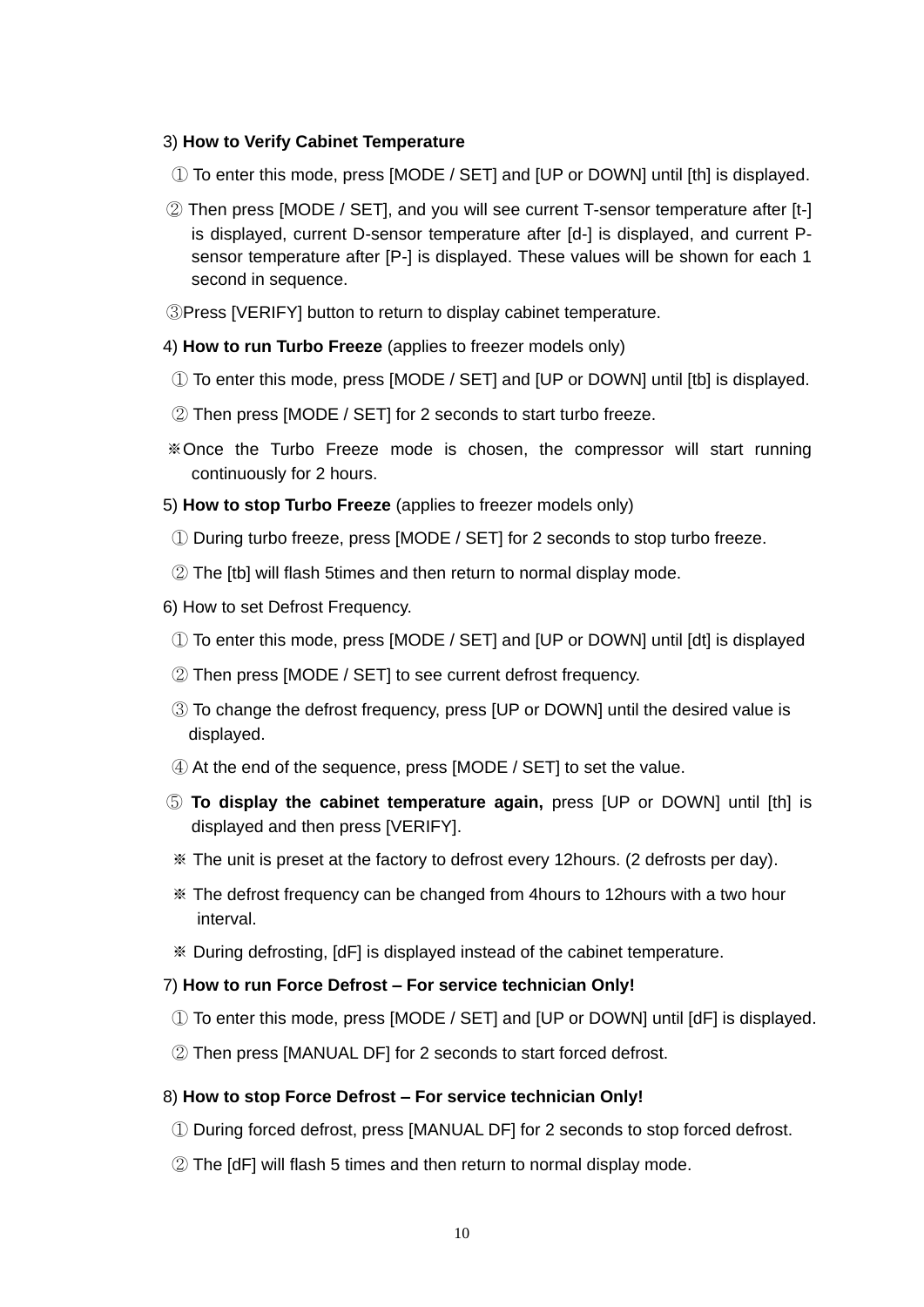3) **How to Verify Cabinet Temperature**

① To enter this mode, press [MODE / SET] and [UP or DOWN] until [th] is displayed.

② Then press [MODE / SET], and you will see current T-sensor temperature after [t-] is displayed, current D-sensor temperature after [d-] is displayed, and current P-sensor temperature after [P-] is displayed. These values will be shown for each 1 second in sequence.

③Press [VERIFY] button to return to display cabinet temperature.

4) **How to run Turbo Freeze** (applies to freezer models only)

① To enter this mode, press [MODE / SET] and [UP or DOWN] until [tb] is displayed.

② Then press [MODE / SET] for 2 seconds to start turbo freeze.

※Once the Turbo Freeze mode is chosen, the compressor will start running continuously for 2 hours.

5) **How to stop Turbo Freeze** (applies to freezer models only)

① During turbo freeze, press [MODE / SET] for 2 seconds to stop turbo freeze.

② The [tb] will flash 5times and then return to normal display mode.

6) How to set Defrost Frequency.

① To enter this mode, press [MODE / SET] and [UP or DOWN] until [dt] is displayed

② Then press [MODE / SET] to see current defrost frequency.

③ To change the defrost frequency, press [UP or DOWN] until the desired value is displayed.

④ At the end of the sequence, press [MODE / SET] to set the value.

⑤ **To display the cabinet temperature again,** press [UP or DOWN] until [th] is displayed and then press [VERIFY].

※ The unit is preset at the factory to defrost every 12hours. (2 defrosts per day).

※ The defrost frequency can be changed from 4hours to 12hours with a two hour interval.

※ During defrosting, [dF] is displayed instead of the cabinet temperature.

7) **How to run Force Defrost – For service technician Only!**

① To enter this mode, press [MODE / SET] and [UP or DOWN] until [dF] is displayed.

② Then press [MANUAL DF] for 2 seconds to start forced defrost.

8) **How to stop Force Defrost – For service technician Only!**

① During forced defrost, press [MANUAL DF] for 2 seconds to stop forced defrost.

② The [dF] will flash 5 times and then return to normal display mode.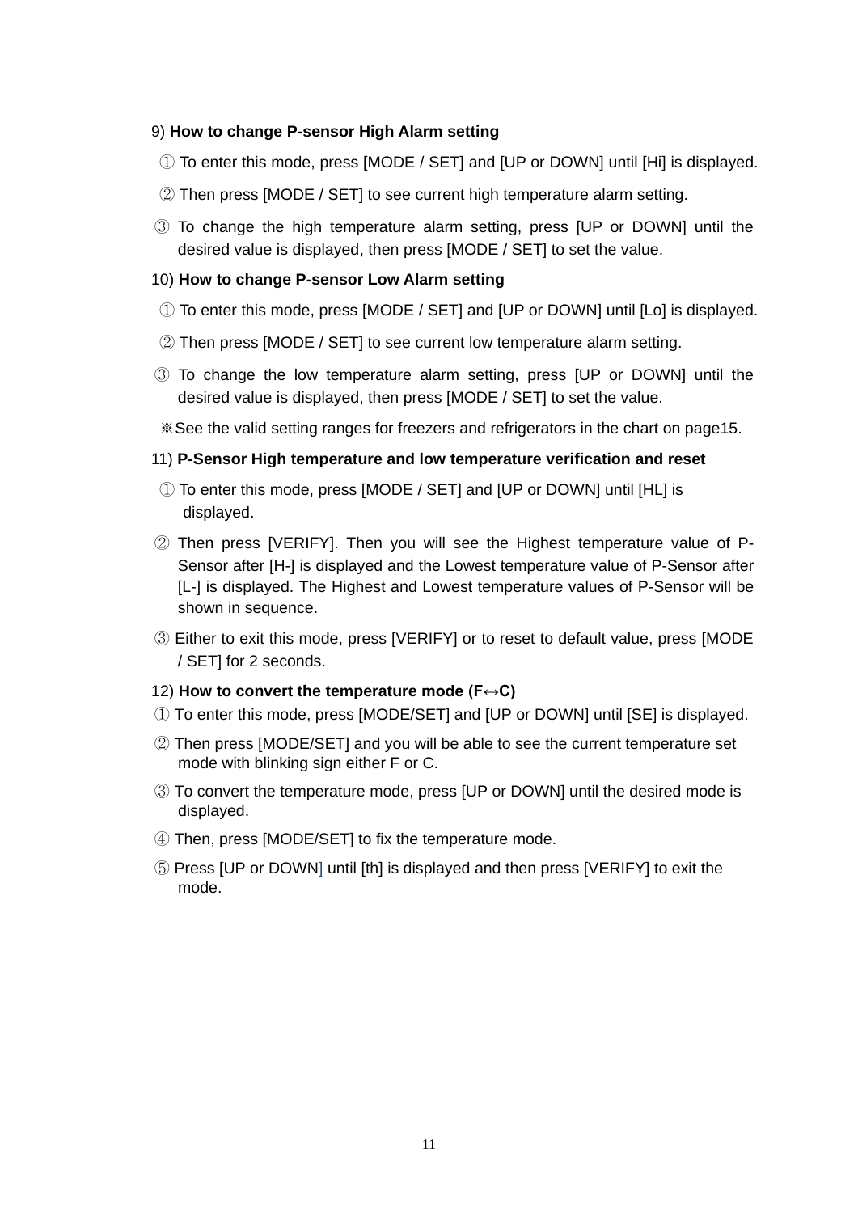9) **How to change P-sensor High Alarm setting**

① To enter this mode, press [MODE / SET] and [UP or DOWN] until [Hi] is displayed.

② Then press [MODE / SET] to see current high temperature alarm setting.

③ To change the high temperature alarm setting, press [UP or DOWN] until the desired value is displayed, then press [MODE / SET] to set the value.

10) **How to change P-sensor Low Alarm setting**

① To enter this mode, press [MODE / SET] and [UP or DOWN] until [Lo] is displayed.

② Then press [MODE / SET] to see current low temperature alarm setting.

③ To change the low temperature alarm setting, press [UP or DOWN] until the desired value is displayed, then press [MODE / SET] to set the value.

※See the valid setting ranges for freezers and refrigerators in the chart on page15.

11) **P-Sensor High temperature and low temperature verification and reset**

① To enter this mode, press [MODE / SET] and [UP or DOWN] until [HL] is displayed.

② Then press [VERIFY]. Then you will see the Highest temperature value of P-Sensor after [H-] is displayed and the Lowest temperature value of P-Sensor after [L-] is displayed. The Highest and Lowest temperature values of P-Sensor will be shown in sequence.

③ Either to exit this mode, press [VERIFY] or to reset to default value, press [MODE / SET] for 2 seconds.

12) **How to convert the temperature mode (F↔C)**

① To enter this mode, press [MODE/SET] and [UP or DOWN] until [SE] is displayed.

② Then press [MODE/SET] and you will be able to see the current temperature set mode with blinking sign either F or C.

③ To convert the temperature mode, press [UP or DOWN] until the desired mode is displayed.

④ Then, press [MODE/SET] to fix the temperature mode.

⑤ Press [UP or DOWN] until [th] is displayed and then press [VERIFY] to exit the mode.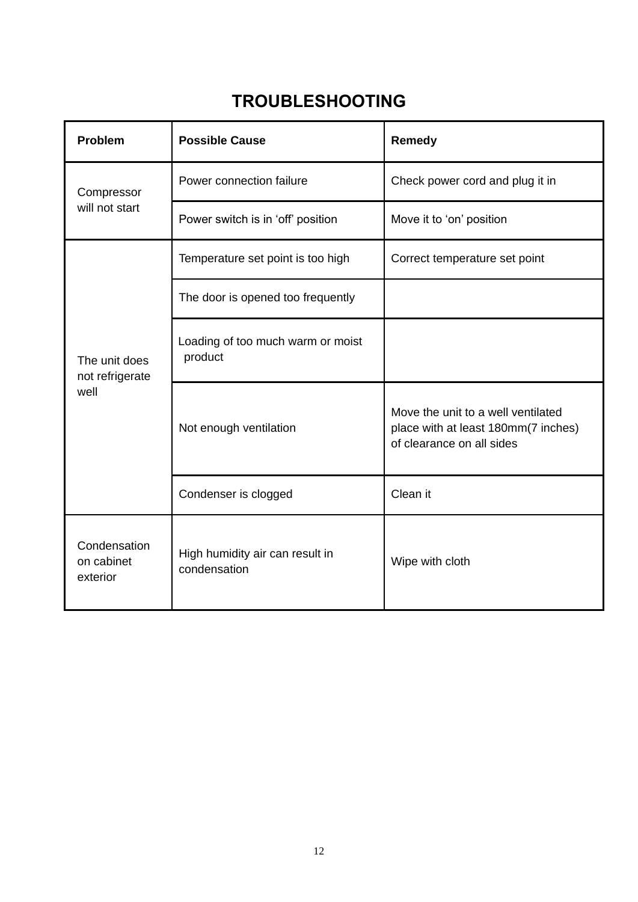# TROUBLESHOOTING

| Problem | Possible Cause | Remedy |
|---|---|---|
| Compressor will not start | Power connection failure | Check power cord and plug it in |
| | Power switch is in ‘off’ position | Move it to ‘on’ position |
| The unit does not refrigerate well | Temperature set point is too high | Correct temperature set point |
| | The door is opened too frequently | |
| | Loading of too much warm or moist product | |
| | Not enough ventilation | Move the unit to a well ventilated place with at least 180mm(7 inches) of clearance on all sides |
| | Condenser is clogged | Clean it |
| Condensation on cabinet exterior | High humidity air can result in condensation | Wipe with cloth |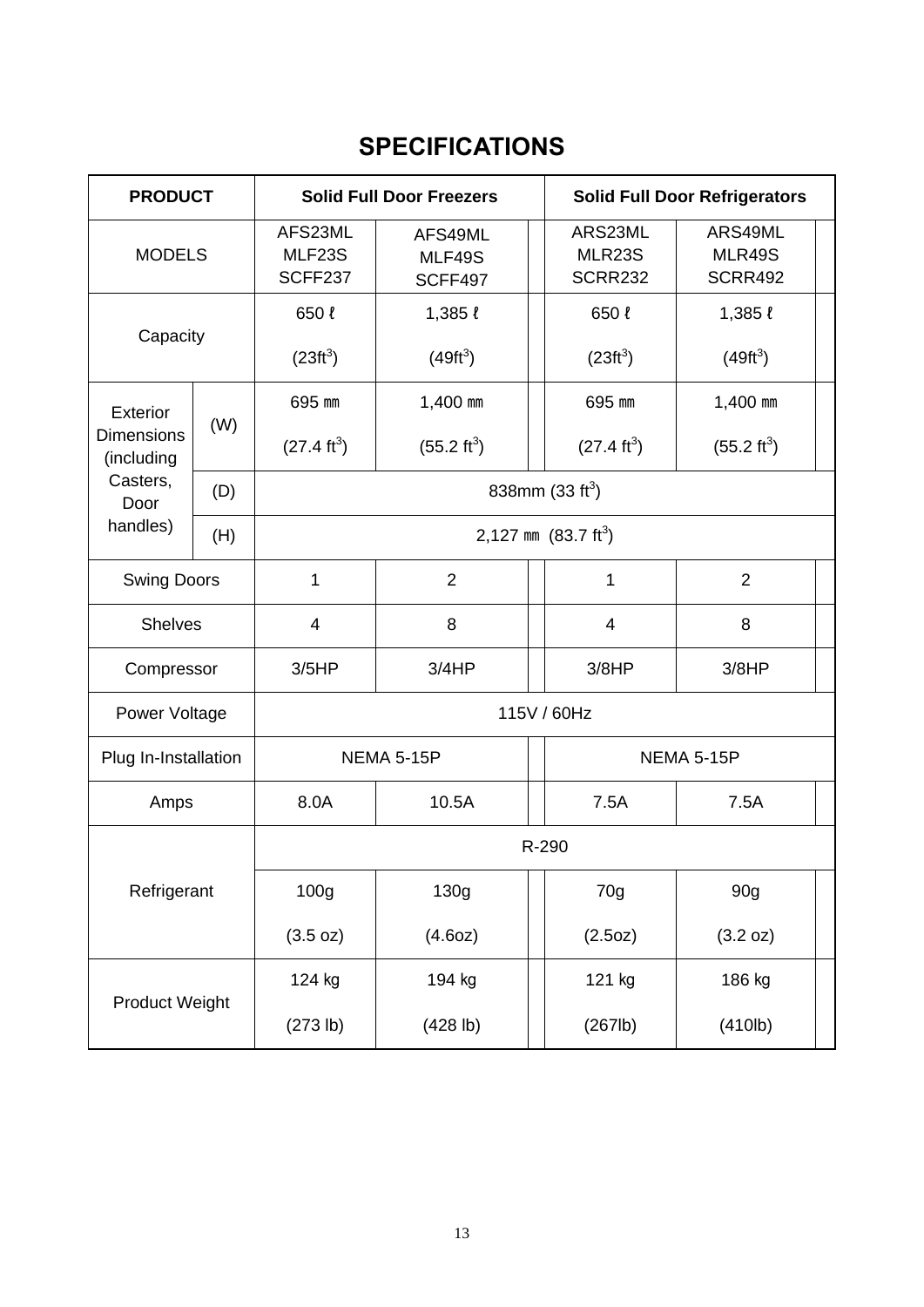## SPECIFICATIONS

| PRODUCT | | Solid Full Door Freezers | | | Solid Full Door Refrigerators | | |
|---|---|---|---|---|---|---|---|
| MODELS | | AFS23ML MLF23S SCFF237 | AFS49ML MLF49S SCFF497 | | ARS23ML MLR23S SCRR232 | ARS49ML MLR49S SCRR492 | |
| Capacity | | 650 ℓ ($23ft^3$) | 1,385 ℓ ($49ft^3$) | | 650 ℓ ($23ft^3$) | 1,385 ℓ ($49ft^3$) | |
| Exterior Dimensions (including Casters, Door handles) | (W) | 695 ㎜ (27.4 $ft^3$) | 1,400 ㎜ (55.2 $ft^3$) | | 695 ㎜ (27.4 $ft^3$) | 1,400 ㎜ (55.2 $ft^3$) | |
| | (D) | 838mm (33 $ft^3$) | | | | | |
| | (H) | 2,127 ㎜ (83.7 $ft^3$) | | | | | |
| Swing Doors | | 1 | 2 | | 1 | 2 | |
| Shelves | | 4 | 8 | | 4 | 8 | |
| Compressor | | 3/5HP | 3/4HP | | 3/8HP | 3/8HP | |
| Power Voltage | | 115V / 60Hz | | | | | |
| Plug In-Installation | | NEMA 5-15P | | | NEMA 5-15P | | |
| Amps | | 8.0A | 10.5A | | 7.5A | 7.5A | |
| Refrigerant | | R-290 | | | | | |
| | | 100g (3.5 oz) | 130g (4.6oz) | | 70g (2.5oz) | 90g (3.2 oz) | |
| Product Weight | | 124 kg (273 lb) | 194 kg (428 lb) | | 121 kg (267lb) | 186 kg (410lb) | |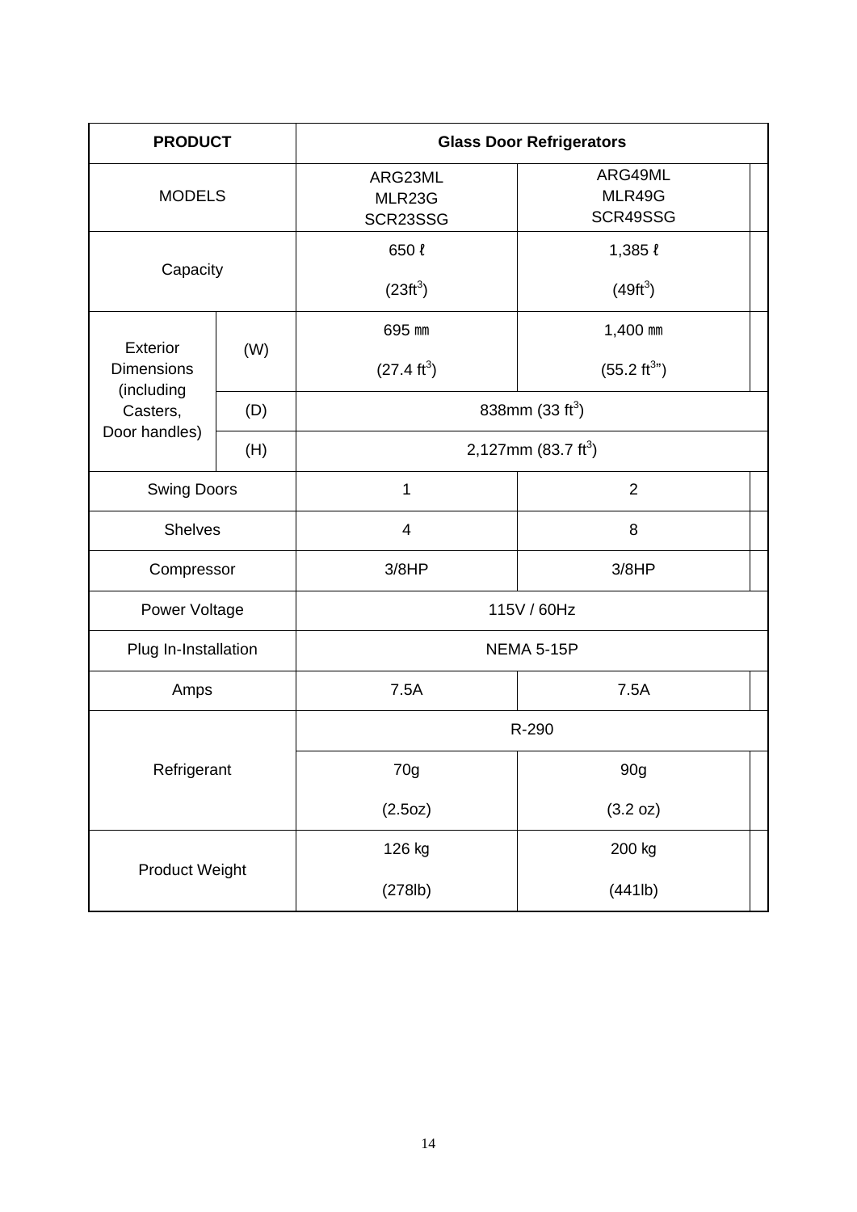| PRODUCT | | Glass Door Refrigerators | |
|---|---|---|---|
| MODELS | | ARG23ML<br>MLR23G<br>SCR23SSG | ARG49ML<br>MLR49G<br>SCR49SSG |
| Capacity | | 650 ℓ<br>($23ft^3$) | 1,385 ℓ<br>($49ft^3$) |
| Exterior Dimensions (including Casters, Door handles) | (W) | 695 ㎜<br>(27.4 $ft^3$) | 1,400 ㎜<br>(55.2 $ft^3$") |
| | (D) | 838mm (33 $ft^3$) | |
| | (H) | 2,127mm (83.7 $ft^3$) | |
| Swing Doors | | 1 | 2 |
| Shelves | | 4 | 8 |
| Compressor | | 3/8HP | 3/8HP |
| Power Voltage | | 115V / 60Hz | |
| Plug In-Installation | | NEMA 5-15P | |
| Amps | | 7.5A | 7.5A |
| Refrigerant | | R-290 | |
| | | 70g<br>(2.5oz) | 90g<br>(3.2 oz) |
| Product Weight | | 126 kg<br>(278lb) | 200 kg<br>(441lb) |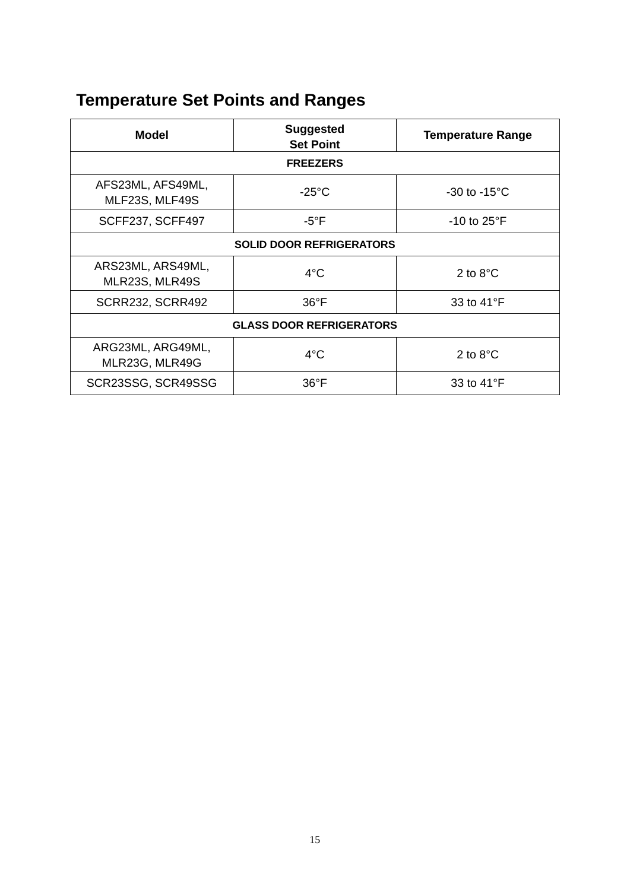## Temperature Set Points and Ranges

| Model | Suggested Set Point | Temperature Range |
|---|---|---|
| **FREEZERS** | | |
| AFS23ML, AFS49ML, MLF23S, MLF49S | -25°C | -30 to -15°C |
| SCFF237, SCFF497 | -5°F | -10 to 25°F |
| **SOLID DOOR REFRIGERATORS** | | |
| ARS23ML, ARS49ML, MLR23S, MLR49S | 4°C | 2 to 8°C |
| SCRR232, SCRR492 | 36°F | 33 to 41°F |
| **GLASS DOOR REFRIGERATORS** | | |
| ARG23ML, ARG49ML, MLR23G, MLR49G | 4°C | 2 to 8°C |
| SCR23SSG, SCR49SSG | 36°F | 33 to 41°F |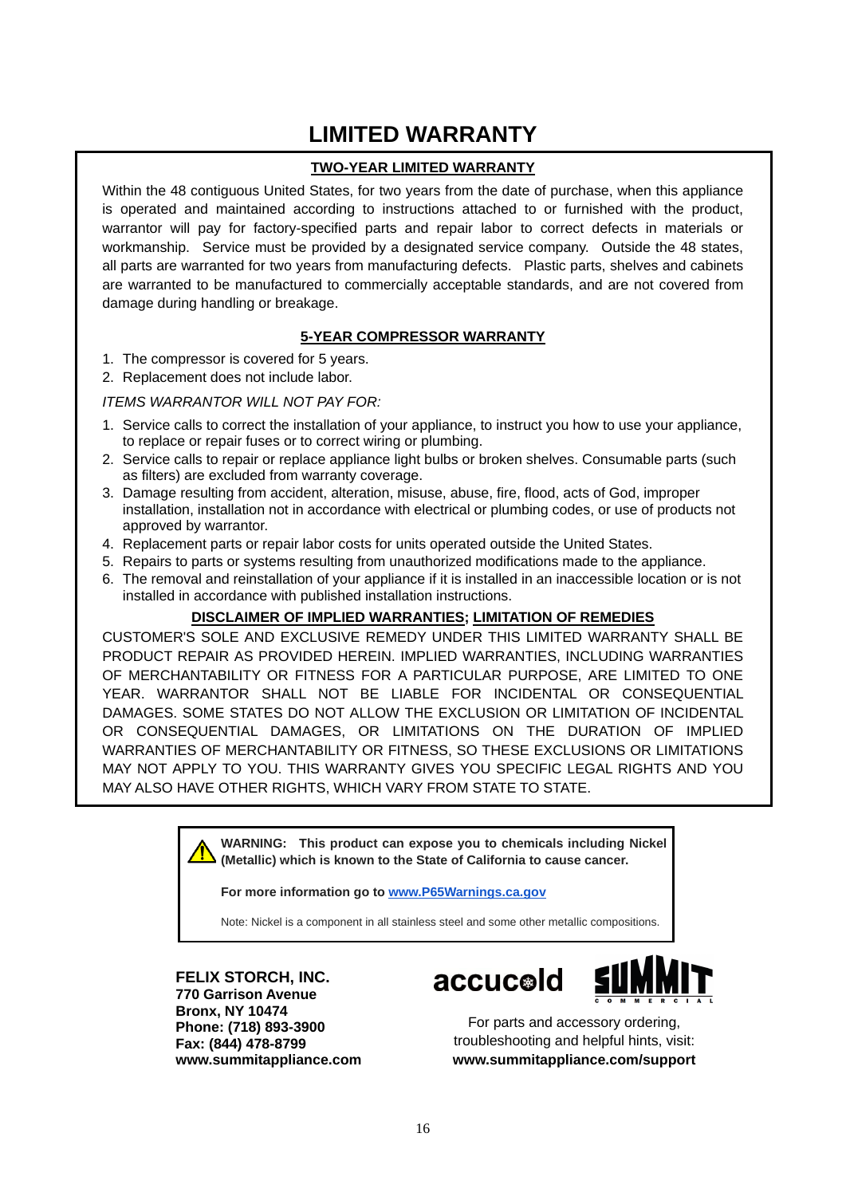# LIMITED WARRANTY

## TWO-YEAR LIMITED WARRANTY

Within the 48 contiguous United States, for two years from the date of purchase, when this appliance is operated and maintained according to instructions attached to or furnished with the product, warrantor will pay for factory-specified parts and repair labor to correct defects in materials or workmanship. Service must be provided by a designated service company. Outside the 48 states, all parts are warranted for two years from manufacturing defects. Plastic parts, shelves and cabinets are warranted to be manufactured to commercially acceptable standards, and are not covered from damage during handling or breakage.

## 5-YEAR COMPRESSOR WARRANTY

1. The compressor is covered for 5 years.
2. Replacement does not include labor.

*ITEMS WARRANTOR WILL NOT PAY FOR:*

1. Service calls to correct the installation of your appliance, to instruct you how to use your appliance, to replace or repair fuses or to correct wiring or plumbing.
2. Service calls to repair or replace appliance light bulbs or broken shelves. Consumable parts (such as filters) are excluded from warranty coverage.
3. Damage resulting from accident, alteration, misuse, abuse, fire, flood, acts of God, improper installation, installation not in accordance with electrical or plumbing codes, or use of products not approved by warrantor.
4. Replacement parts or repair labor costs for units operated outside the United States.
5. Repairs to parts or systems resulting from unauthorized modifications made to the appliance.
6. The removal and reinstallation of your appliance if it is installed in an inaccessible location or is not installed in accordance with published installation instructions.

## DISCLAIMER OF IMPLIED WARRANTIES; LIMITATION OF REMEDIES

CUSTOMER'S SOLE AND EXCLUSIVE REMEDY UNDER THIS LIMITED WARRANTY SHALL BE PRODUCT REPAIR AS PROVIDED HEREIN. IMPLIED WARRANTIES, INCLUDING WARRANTIES OF MERCHANTABILITY OR FITNESS FOR A PARTICULAR PURPOSE, ARE LIMITED TO ONE YEAR. WARRANTOR SHALL NOT BE LIABLE FOR INCIDENTAL OR CONSEQUENTIAL DAMAGES. SOME STATES DO NOT ALLOW THE EXCLUSION OR LIMITATION OF INCIDENTAL OR CONSEQUENTIAL DAMAGES, OR LIMITATIONS ON THE DURATION OF IMPLIED WARRANTIES OF MERCHANTABILITY OR FITNESS, SO THESE EXCLUSIONS OR LIMITATIONS MAY NOT APPLY TO YOU. THIS WARRANTY GIVES YOU SPECIFIC LEGAL RIGHTS AND YOU MAY ALSO HAVE OTHER RIGHTS, WHICH VARY FROM STATE TO STATE.

**WARNING: This product can expose you to chemicals including Nickel (Metallic) which is known to the State of California to cause cancer.**

**For more information go to [www.P65Warnings.ca.gov](http://www.P65Warnings.ca.gov)**

Note: Nickel is a component in all stainless steel and some other metallic compositions.

**FELIX STORCH, INC.**
**770 Garrison Avenue**
**Bronx, NY 10474**
**Phone: (718) 893-3900**
**Fax: (844) 478-8799**
**www.summitappliance.com**

accucold SUMMIT COMMERCIAL

For parts and accessory ordering, troubleshooting and helpful hints, visit:
**www.summitappliance.com/support**